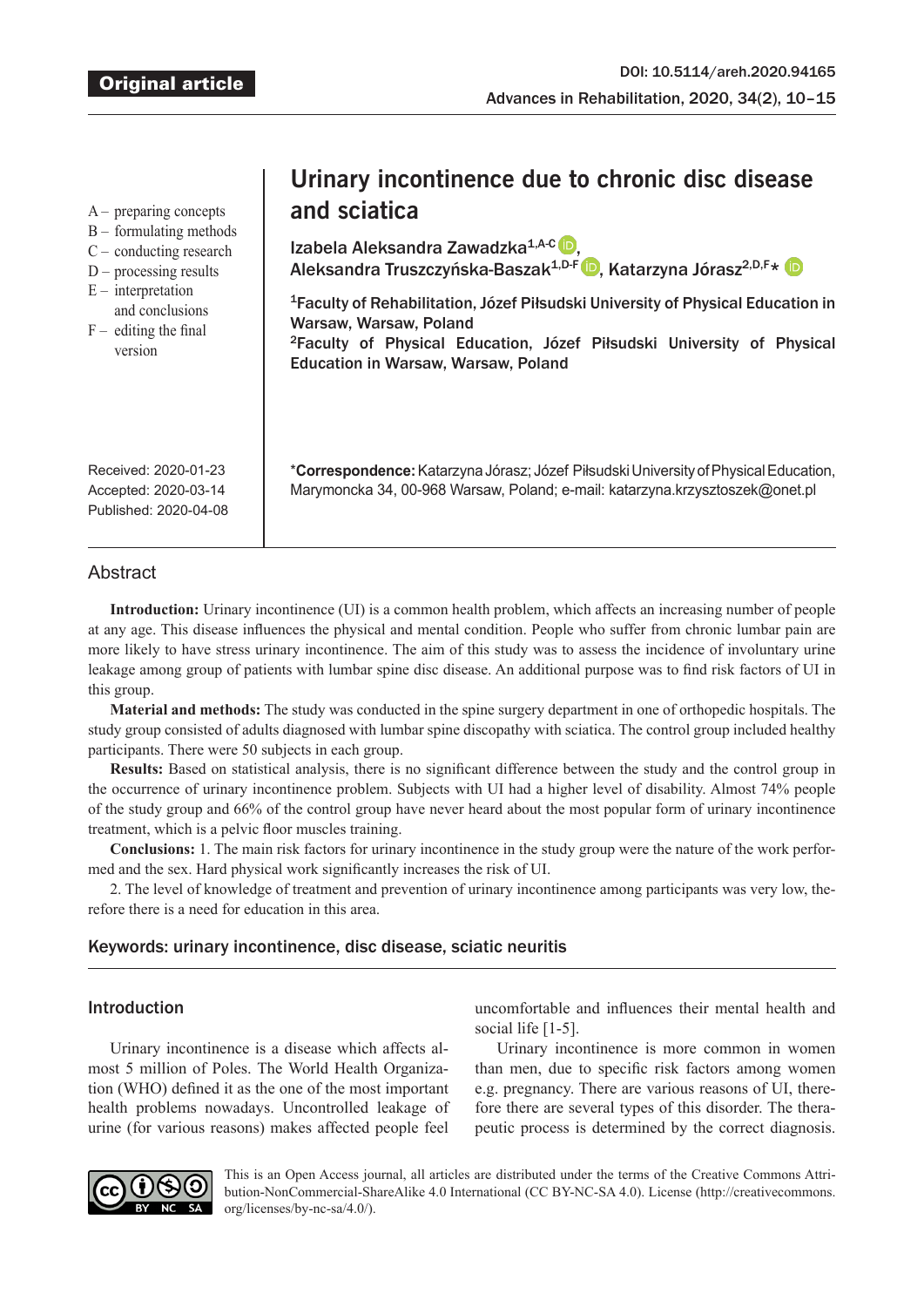Original article

DOI: 10.5114/areh.2020.94165

# Urinary incontinence due to chronic disc disease and sciatica

Izabela Aleksandra Zawadzka[1,A-C], Aleksandra Truszczyńska-Baszak[1,D-F], Katarzyna Jórasz[2,D,F]*

[1]Faculty of Rehabilitation, Józef Piłsudski University of Physical Education in Warsaw, Warsaw, Poland
[2]Faculty of Physical Education, Józef Piłsudski University of Physical Education in Warsaw, Warsaw, Poland

A – preparing concepts
B – formulating methods
C – conducting research
D – processing results
E – interpretation and conclusions
F – editing the final version

Received: 2020-01-23
Accepted: 2020-03-14
Published: 2020-04-08

***Correspondence:** Katarzyna Jórasz; Józef Piłsudski University of Physical Education, Marymoncka 34, 00-968 Warsaw, Poland; e-mail: katarzyna.krzysztoszek@onet.pl

## Abstract

**Introduction:** Urinary incontinence (UI) is a common health problem, which affects an increasing number of people at any age. This disease influences the physical and mental condition. People who suffer from chronic lumbar pain are more likely to have stress urinary incontinence. The aim of this study was to assess the incidence of involuntary urine leakage among group of patients with lumbar spine disc disease. An additional purpose was to find risk factors of UI in this group.

**Material and methods:** The study was conducted in the spine surgery department in one of orthopedic hospitals. The study group consisted of adults diagnosed with lumbar spine discopathy with sciatica. The control group included healthy participants. There were 50 subjects in each group.

**Results:** Based on statistical analysis, there is no significant difference between the study and the control group in the occurrence of urinary incontinence problem. Subjects with UI had a higher level of disability. Almost 74% people of the study group and 66% of the control group have never heard about the most popular form of urinary incontinence treatment, which is a pelvic floor muscles training.

**Conclusions:** 1. The main risk factors for urinary incontinence in the study group were the nature of the work performed and the sex. Hard physical work significantly increases the risk of UI.

2. The level of knowledge of treatment and prevention of urinary incontinence among participants was very low, therefore there is a need for education in this area.

**Keywords: urinary incontinence, disc disease, sciatic neuritis**

## Introduction

Urinary incontinence is a disease which affects almost 5 million of Poles. The World Health Organization (WHO) defined it as the one of the most important health problems nowadays. Uncontrolled leakage of urine (for various reasons) makes affected people feel uncomfortable and influences their mental health and social life [1-5].

Urinary incontinence is more common in women than men, due to specific risk factors among women e.g. pregnancy. There are various reasons of UI, therefore there are several types of this disorder. The therapeutic process is determined by the correct diagnosis.

This is an Open Access journal, all articles are distributed under the terms of the Creative Commons Attribution-NonCommercial-ShareAlike 4.0 International (CC BY-NC-SA 4.0). License (http://creativecommons.org/licenses/by-nc-sa/4.0/).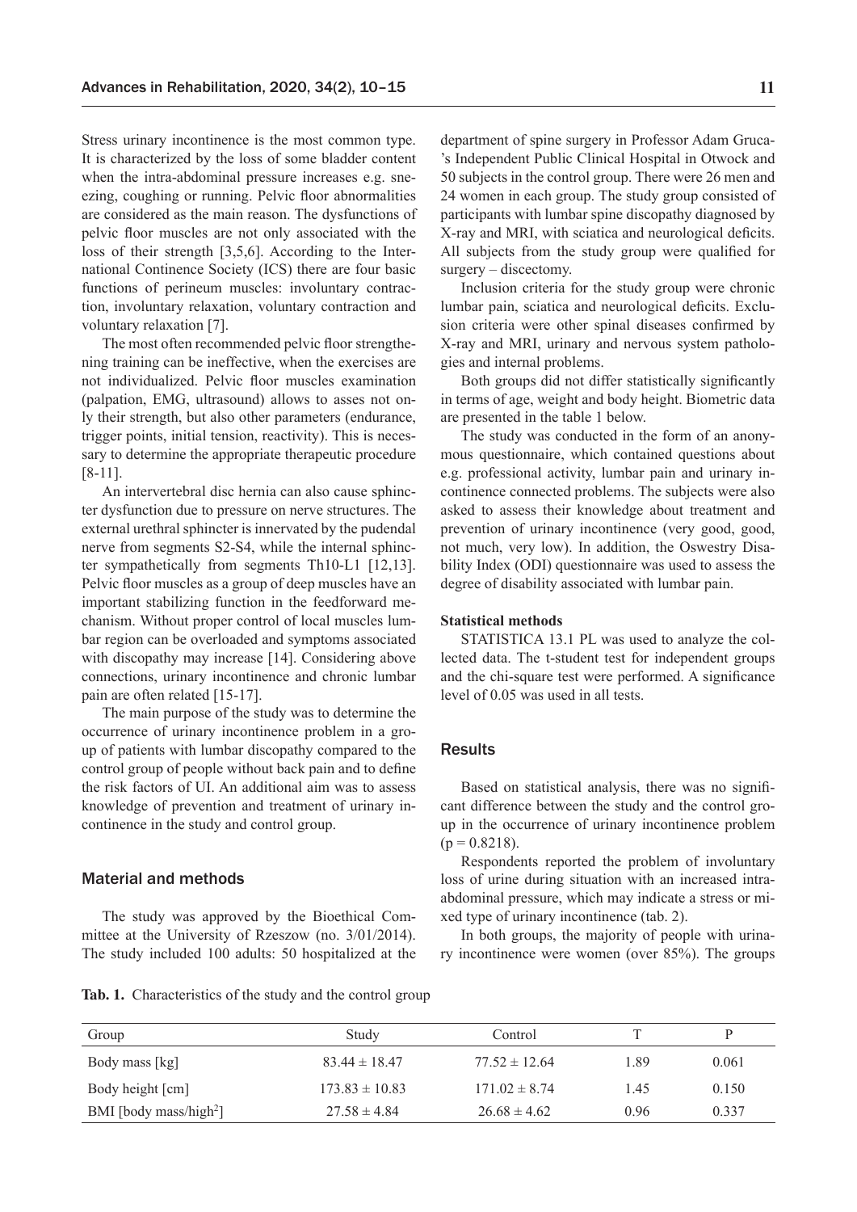Stress urinary incontinence is the most common type. It is characterized by the loss of some bladder content when the intra-abdominal pressure increases e.g. sneezing, coughing or running. Pelvic floor abnormalities are considered as the main reason. The dysfunctions of pelvic floor muscles are not only associated with the loss of their strength [3,5,6]. According to the International Continence Society (ICS) there are four basic functions of perineum muscles: involuntary contraction, involuntary relaxation, voluntary contraction and voluntary relaxation [7].

The most often recommended pelvic floor strengthening training can be ineffective, when the exercises are not individualized. Pelvic floor muscles examination (palpation, EMG, ultrasound) allows to asses not only their strength, but also other parameters (endurance, trigger points, initial tension, reactivity). This is necessary to determine the appropriate therapeutic procedure [8-11].

An intervertebral disc hernia can also cause sphincter dysfunction due to pressure on nerve structures. The external urethral sphincter is innervated by the pudendal nerve from segments S2-S4, while the internal sphincter sympathetically from segments Th10-L1 [12,13]. Pelvic floor muscles as a group of deep muscles have an important stabilizing function in the feedforward mechanism. Without proper control of local muscles lumbar region can be overloaded and symptoms associated with discopathy may increase [14]. Considering above connections, urinary incontinence and chronic lumbar pain are often related [15-17].

The main purpose of the study was to determine the occurrence of urinary incontinence problem in a group of patients with lumbar discopathy compared to the control group of people without back pain and to define the risk factors of UI. An additional aim was to assess knowledge of prevention and treatment of urinary incontinence in the study and control group.

## Material and methods

The study was approved by the Bioethical Committee at the University of Rzeszow (no. 3/01/2014). The study included 100 adults: 50 hospitalized at the department of spine surgery in Professor Adam Gruca-'s Independent Public Clinical Hospital in Otwock and 50 subjects in the control group. There were 26 men and 24 women in each group. The study group consisted of participants with lumbar spine discopathy diagnosed by X-ray and MRI, with sciatica and neurological deficits. All subjects from the study group were qualified for surgery – discectomy.

Inclusion criteria for the study group were chronic lumbar pain, sciatica and neurological deficits. Exclusion criteria were other spinal diseases confirmed by X-ray and MRI, urinary and nervous system pathologies and internal problems.

Both groups did not differ statistically significantly in terms of age, weight and body height. Biometric data are presented in the table 1 below.

The study was conducted in the form of an anonymous questionnaire, which contained questions about e.g. professional activity, lumbar pain and urinary incontinence connected problems. The subjects were also asked to assess their knowledge about treatment and prevention of urinary incontinence (very good, good, not much, very low). In addition, the Oswestry Disability Index (ODI) questionnaire was used to assess the degree of disability associated with lumbar pain.

### Statistical methods

STATISTICA 13.1 PL was used to analyze the collected data. The t-student test for independent groups and the chi-square test were performed. A significance level of 0.05 was used in all tests.

## Results

Based on statistical analysis, there was no significant difference between the study and the control group in the occurrence of urinary incontinence problem ($p = 0.8218$).

Respondents reported the problem of involuntary loss of urine during situation with an increased intra-abdominal pressure, which may indicate a stress or mixed type of urinary incontinence (tab. 2).

In both groups, the majority of people with urinary incontinence were women (over 85%). The groups

**Tab. 1.** Characteristics of the study and the control group

| Group | Study | Control | T | P |
|---|---|---|---|---|
| Body mass [kg] | 83.44 ± 18.47 | 77.52 ± 12.64 | 1.89 | 0.061 |
| Body height [cm] | 173.83 ± 10.83 | 171.02 ± 8.74 | 1.45 | 0.150 |
| BMI [body mass/high$^2$] | 27.58 ± 4.84 | 26.68 ± 4.62 | 0.96 | 0.337 |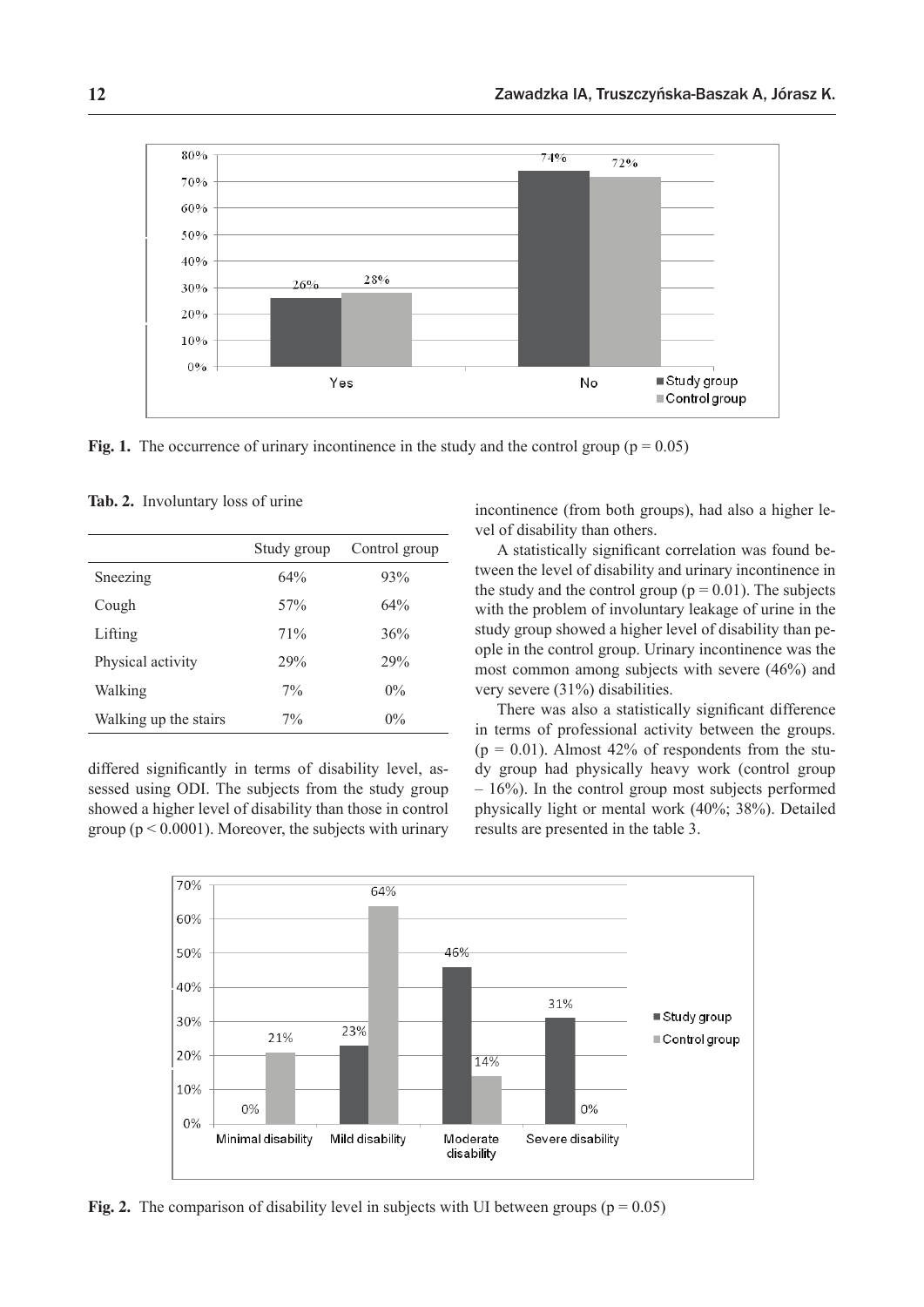Fig. 1. The occurrence of urinary incontinence in the study and the control group ($p = 0.05$)

Tab. 2. Involuntary loss of urine

| | Study group | Control group |
|---|---|---|
| Sneezing | 64% | 93% |
| Cough | 57% | 64% |
| Lifting | 71% | 36% |
| Physical activity | 29% | 29% |
| Walking | 7% | 0% |
| Walking up the stairs | 7% | 0% |

differed significantly in terms of disability level, assessed using ODI. The subjects from the study group showed a higher level of disability than those in control group ($p < 0.0001$). Moreover, the subjects with urinary incontinence (from both groups), had also a higher level of disability than others.

A statistically significant correlation was found between the level of disability and urinary incontinence in the study and the control group ($p = 0.01$). The subjects with the problem of involuntary leakage of urine in the study group showed a higher level of disability than people in the control group. Urinary incontinence was the most common among subjects with severe (46%) and very severe (31%) disabilities.

There was also a statistically significant difference in terms of professional activity between the groups. ($p = 0.01$). Almost 42% of respondents from the study group had physically heavy work (control group – 16%). In the control group most subjects performed physically light or mental work (40%; 38%). Detailed results are presented in the table 3.

Fig. 2. The comparison of disability level in subjects with UI between groups ($p = 0.05$)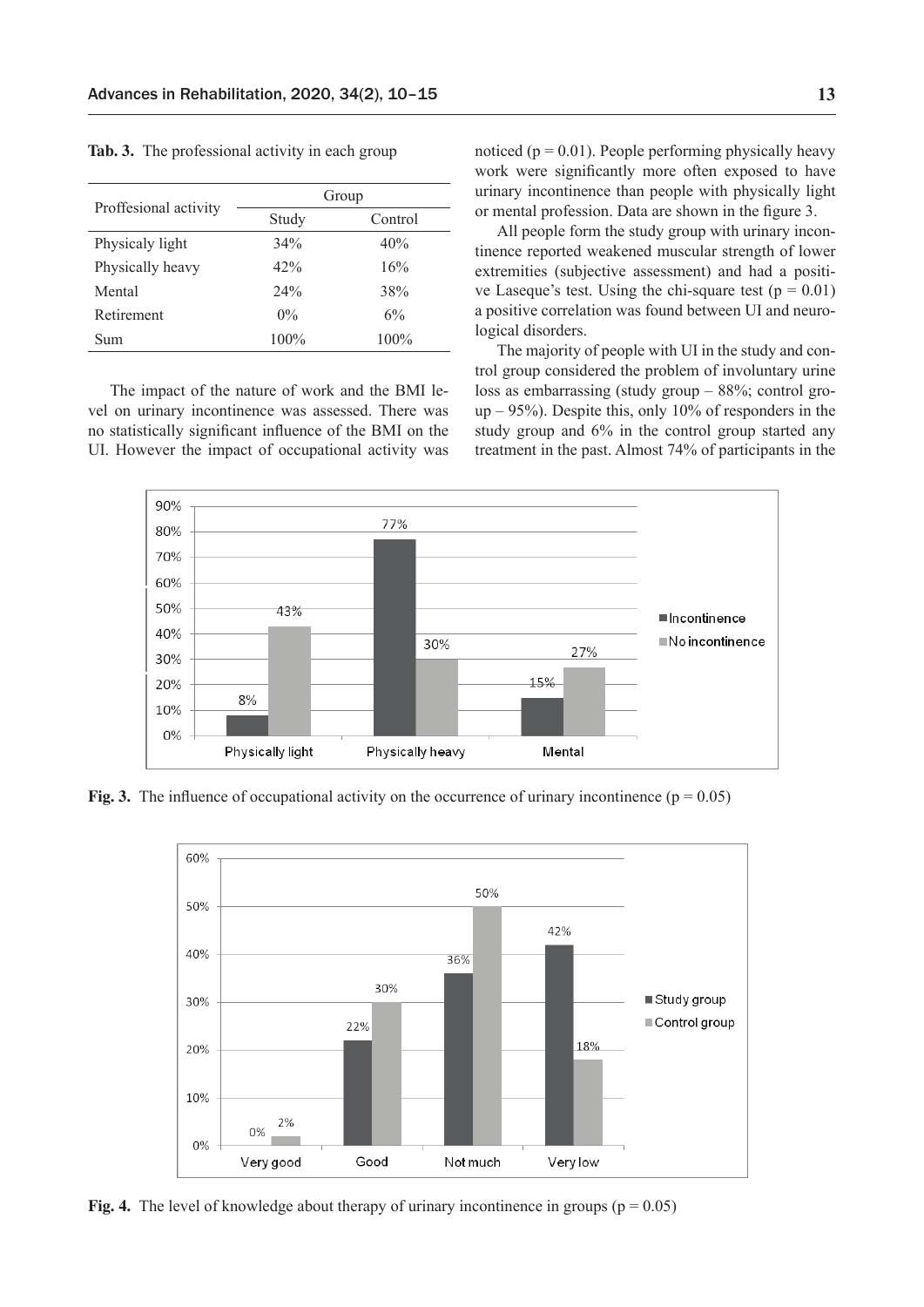**Tab. 3.** The professional activity in each group

| Proffesional activity | Group | |
|---|---|---|
| | Study | Control |
| Physicaly light | 34% | 40% |
| Physically heavy | 42% | 16% |
| Mental | 24% | 38% |
| Retirement | 0% | 6% |
| Sum | 100% | 100% |

The impact of the nature of work and the BMI level on urinary incontinence was assessed. There was no statistically significant influence of the BMI on the UI. However the impact of occupational activity was noticed ($p = 0.01$). People performing physically heavy work were significantly more often exposed to have urinary incontinence than people with physically light or mental profession. Data are shown in the figure 3.

All people form the study group with urinary incontinence reported weakened muscular strength of lower extremities (subjective assessment) and had a positive Laseque's test. Using the chi-square test ($p = 0.01$) a positive correlation was found between UI and neurological disorders.

The majority of people with UI in the study and control group considered the problem of involuntary urine loss as embarrassing (study group – 88%; control group – 95%). Despite this, only 10% of responders in the study group and 6% in the control group started any treatment in the past. Almost 74% of participants in the

**Fig. 3.** The influence of occupational activity on the occurrence of urinary incontinence ($p = 0.05$)

**Fig. 4.** The level of knowledge about therapy of urinary incontinence in groups ($p = 0.05$)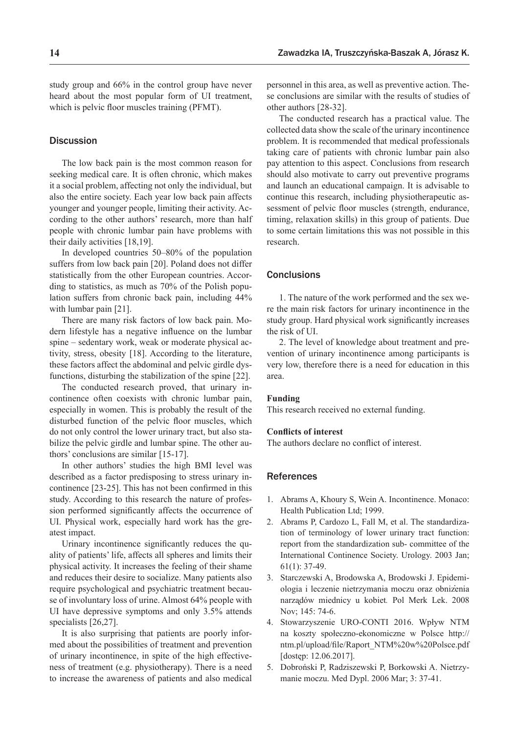study group and 66% in the control group have never heard about the most popular form of UI treatment, which is pelvic floor muscles training (PFMT).

## Discussion

The low back pain is the most common reason for seeking medical care. It is often chronic, which makes it a social problem, affecting not only the individual, but also the entire society. Each year low back pain affects younger and younger people, limiting their activity. According to the other authors' research, more than half people with chronic lumbar pain have problems with their daily activities [18,19].

In developed countries 50–80% of the population suffers from low back pain [20]. Poland does not differ statistically from the other European countries. According to statistics, as much as 70% of the Polish population suffers from chronic back pain, including 44% with lumbar pain [21].

There are many risk factors of low back pain. Modern lifestyle has a negative influence on the lumbar spine – sedentary work, weak or moderate physical activity, stress, obesity [18]. According to the literature, these factors affect the abdominal and pelvic girdle dysfunctions, disturbing the stabilization of the spine [22].

The conducted research proved, that urinary incontinence often coexists with chronic lumbar pain, especially in women. This is probably the result of the disturbed function of the pelvic floor muscles, which do not only control the lower urinary tract, but also stabilize the pelvic girdle and lumbar spine. The other authors' conclusions are similar [15-17].

In other authors' studies the high BMI level was described as a factor predisposing to stress urinary incontinence [23-25]. This has not been confirmed in this study. According to this research the nature of profession performed significantly affects the occurrence of UI. Physical work, especially hard work has the greatest impact.

Urinary incontinence significantly reduces the quality of patients' life, affects all spheres and limits their physical activity. It increases the feeling of their shame and reduces their desire to socialize. Many patients also require psychological and psychiatric treatment because of involuntary loss of urine. Almost 64% people with UI have depressive symptoms and only 3.5% attends specialists [26,27].

It is also surprising that patients are poorly informed about the possibilities of treatment and prevention of urinary incontinence, in spite of the high effectiveness of treatment (e.g. physiotherapy). There is a need to increase the awareness of patients and also medical personnel in this area, as well as preventive action. These conclusions are similar with the results of studies of other authors [28-32].

The conducted research has a practical value. The collected data show the scale of the urinary incontinence problem. It is recommended that medical professionals taking care of patients with chronic lumbar pain also pay attention to this aspect. Conclusions from research should also motivate to carry out preventive programs and launch an educational campaign. It is advisable to continue this research, including physiotherapeutic assessment of pelvic floor muscles (strength, endurance, timing, relaxation skills) in this group of patients. Due to some certain limitations this was not possible in this research.

## Conclusions

1. The nature of the work performed and the sex were the main risk factors for urinary incontinence in the study group. Hard physical work significantly increases the risk of UI.

2. The level of knowledge about treatment and prevention of urinary incontinence among participants is very low, therefore there is a need for education in this area.

**Funding**

This research received no external funding.

**Conflicts of interest**

The authors declare no conflict of interest.

## References

1. Abrams A, Khoury S, Wein A. Incontinence. Monaco: Health Publication Ltd; 1999.
2. Abrams P, Cardozo L, Fall M, et al. The standardization of terminology of lower urinary tract function: report from the standardization sub- committee of the International Continence Society. Urology. 2003 Jan; 61(1): 37-49.
3. Starczewski A, Brodowska A, Brodowski J. Epidemiologia i leczenie nietrzymania moczu oraz obniżenia narządów miednicy u kobiet. Pol Merk Lek. 2008 Nov; 145: 74-6.
4. Stowarzyszenie URO-CONTI 2016. Wpływ NTM na koszty społeczno-ekonomiczne w Polsce http://ntm.pl/upload/file/Raport_NTM%20w%20Polsce.pdf [dostęp: 12.06.2017].
5. Dobroński P, Radziszewski P, Borkowski A. Nietrzymanie moczu. Med Dypl. 2006 Mar; 3: 37-41.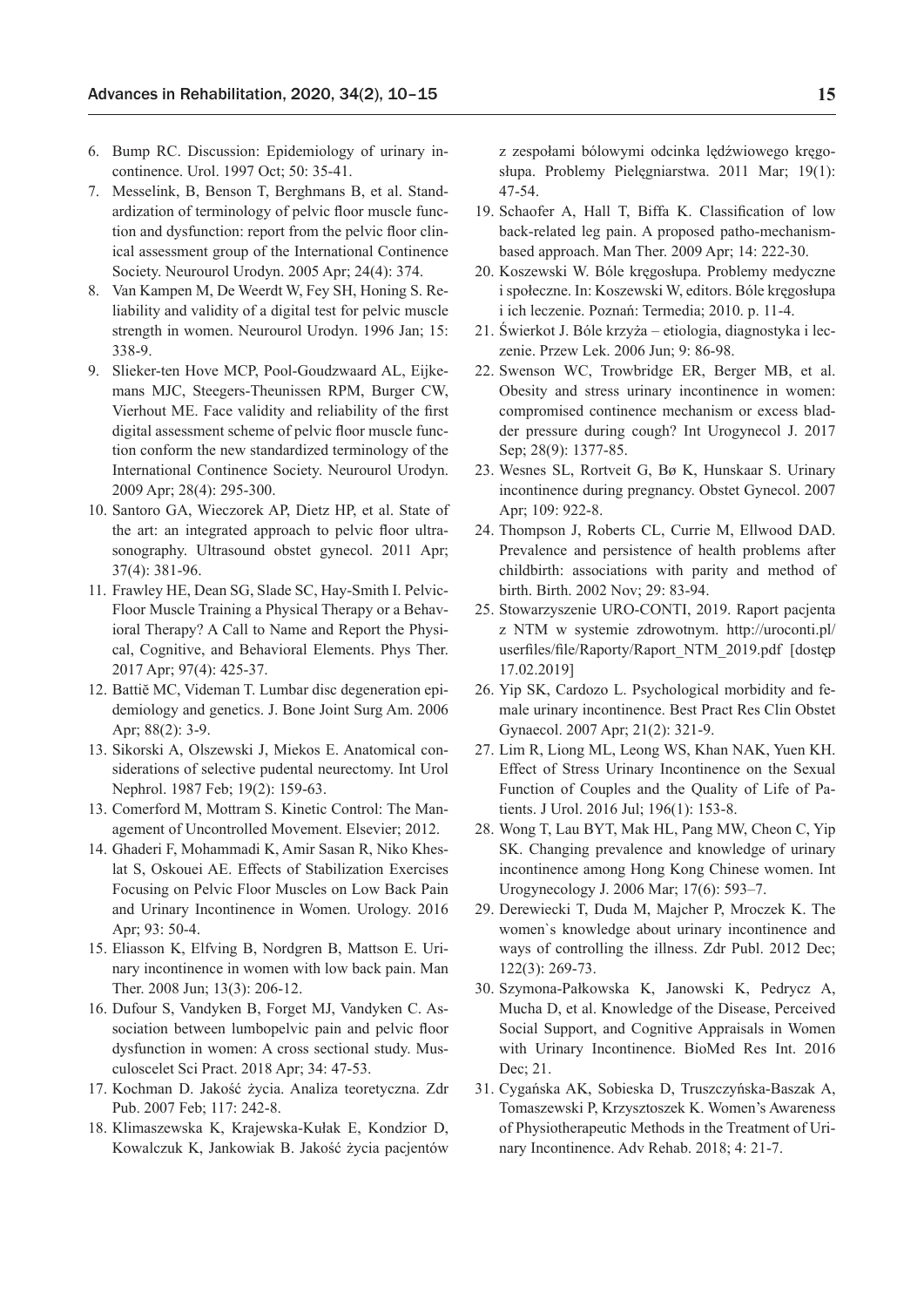6. Bump RC. Discussion: Epidemiology of urinary incontinence. Urol. 1997 Oct; 50: 35-41.
7. Messelink, B, Benson T, Berghmans B, et al. Standardization of terminology of pelvic floor muscle function and dysfunction: report from the pelvic floor clinical assessment group of the International Continence Society. Neurourol Urodyn. 2005 Apr; 24(4): 374.
8. Van Kampen M, De Weerdt W, Fey SH, Honing S. Reliability and validity of a digital test for pelvic muscle strength in women. Neurourol Urodyn. 1996 Jan; 15: 338-9.
9. Slieker-ten Hove MCP, Pool-Goudzwaard AL, Eijkemans MJC, Steegers-Theunissen RPM, Burger CW, Vierhout ME. Face validity and reliability of the first digital assessment scheme of pelvic floor muscle function conform the new standardized terminology of the International Continence Society. Neurourol Urodyn. 2009 Apr; 28(4): 295-300.
10. Santoro GA, Wieczorek AP, Dietz HP, et al. State of the art: an integrated approach to pelvic floor ultrasonography. Ultrasound obstet gynecol. 2011 Apr; 37(4): 381-96.
11. Frawley HE, Dean SG, Slade SC, Hay-Smith I. Pelvic-Floor Muscle Training a Physical Therapy or a Behavioral Therapy? A Call to Name and Report the Physical, Cognitive, and Behavioral Elements. Phys Ther. 2017 Apr; 97(4): 425-37.
12. Battiě MC, Videman T. Lumbar disc degeneration epidemiology and genetics. J. Bone Joint Surg Am. 2006 Apr; 88(2): 3-9.
13. Sikorski A, Olszewski J, Miekos E. Anatomical considerations of selective pudental neurectomy. Int Urol Nephrol. 1987 Feb; 19(2): 159-63.
13. Comerford M, Mottram S. Kinetic Control: The Management of Uncontrolled Movement. Elsevier; 2012.
14. Ghaderi F, Mohammadi K, Amir Sasan R, Niko Kheslat S, Oskouei AE. Effects of Stabilization Exercises Focusing on Pelvic Floor Muscles on Low Back Pain and Urinary Incontinence in Women. Urology. 2016 Apr; 93: 50-4.
15. Eliasson K, Elfving B, Nordgren B, Mattson E. Urinary incontinence in women with low back pain. Man Ther. 2008 Jun; 13(3): 206-12.
16. Dufour S, Vandyken B, Forget MJ, Vandyken C. Association between lumbopelvic pain and pelvic floor dysfunction in women: A cross sectional study. Musculoscelet Sci Pract. 2018 Apr; 34: 47-53.
17. Kochman D. Jakość życia. Analiza teoretyczna. Zdr Pub. 2007 Feb; 117: 242-8.
18. Klimaszewska K, Krajewska-Kułak E, Kondzior D, Kowalczuk K, Jankowiak B. Jakość życia pacjentów z zespołami bólowymi odcinka lędźwiowego kręgosłupa. Problemy Pielęgniarstwa. 2011 Mar; 19(1): 47-54.
19. Schaofer A, Hall T, Biffa K. Classification of low back-related leg pain. A proposed patho-mechanism-based approach. Man Ther. 2009 Apr; 14: 222-30.
20. Koszewski W. Bóle kręgosłupa. Problemy medyczne i społeczne. In: Koszewski W, editors. Bóle kręgosłupa i ich leczenie. Poznań: Termedia; 2010. p. 11-4.
21. Świerkot J. Bóle krzyża – etiologia, diagnostyka i leczenie. Przew Lek. 2006 Jun; 9: 86-98.
22. Swenson WC, Trowbridge ER, Berger MB, et al. Obesity and stress urinary incontinence in women: compromised continence mechanism or excess bladder pressure during cough? Int Urogynecol J. 2017 Sep; 28(9): 1377-85.
23. Wesnes SL, Rortveit G, Bø K, Hunskaar S. Urinary incontinence during pregnancy. Obstet Gynecol. 2007 Apr; 109: 922-8.
24. Thompson J, Roberts CL, Currie M, Ellwood DAD. Prevalence and persistence of health problems after childbirth: associations with parity and method of birth. Birth. 2002 Nov; 29: 83-94.
25. Stowarzyszenie URO-CONTI, 2019. Raport pacjenta z NTM w systemie zdrowotnym. http://uroconti.pl/userfiles/file/Raporty/Raport_NTM_2019.pdf [dostęp 17.02.2019]
26. Yip SK, Cardozo L. Psychological morbidity and female urinary incontinence. Best Pract Res Clin Obstet Gynaecol. 2007 Apr; 21(2): 321-9.
27. Lim R, Liong ML, Leong WS, Khan NAK, Yuen KH. Effect of Stress Urinary Incontinence on the Sexual Function of Couples and the Quality of Life of Patients. J Urol. 2016 Jul; 196(1): 153-8.
28. Wong T, Lau BYT, Mak HL, Pang MW, Cheon C, Yip SK. Changing prevalence and knowledge of urinary incontinence among Hong Kong Chinese women. Int Urogynecology J. 2006 Mar; 17(6): 593–7.
29. Derewiecki T, Duda M, Majcher P, Mroczek K. The women`s knowledge about urinary incontinence and ways of controlling the illness. Zdr Publ. 2012 Dec; 122(3): 269-73.
30. Szymona-Pałkowska K, Janowski K, Pedrycz A, Mucha D, et al. Knowledge of the Disease, Perceived Social Support, and Cognitive Appraisals in Women with Urinary Incontinence. BioMed Res Int. 2016 Dec; 21.
31. Cygańska AK, Sobieska D, Truszczyńska-Baszak A, Tomaszewski P, Krzysztoszek K. Women's Awareness of Physiotherapeutic Methods in the Treatment of Urinary Incontinence. Adv Rehab. 2018; 4: 21-7.